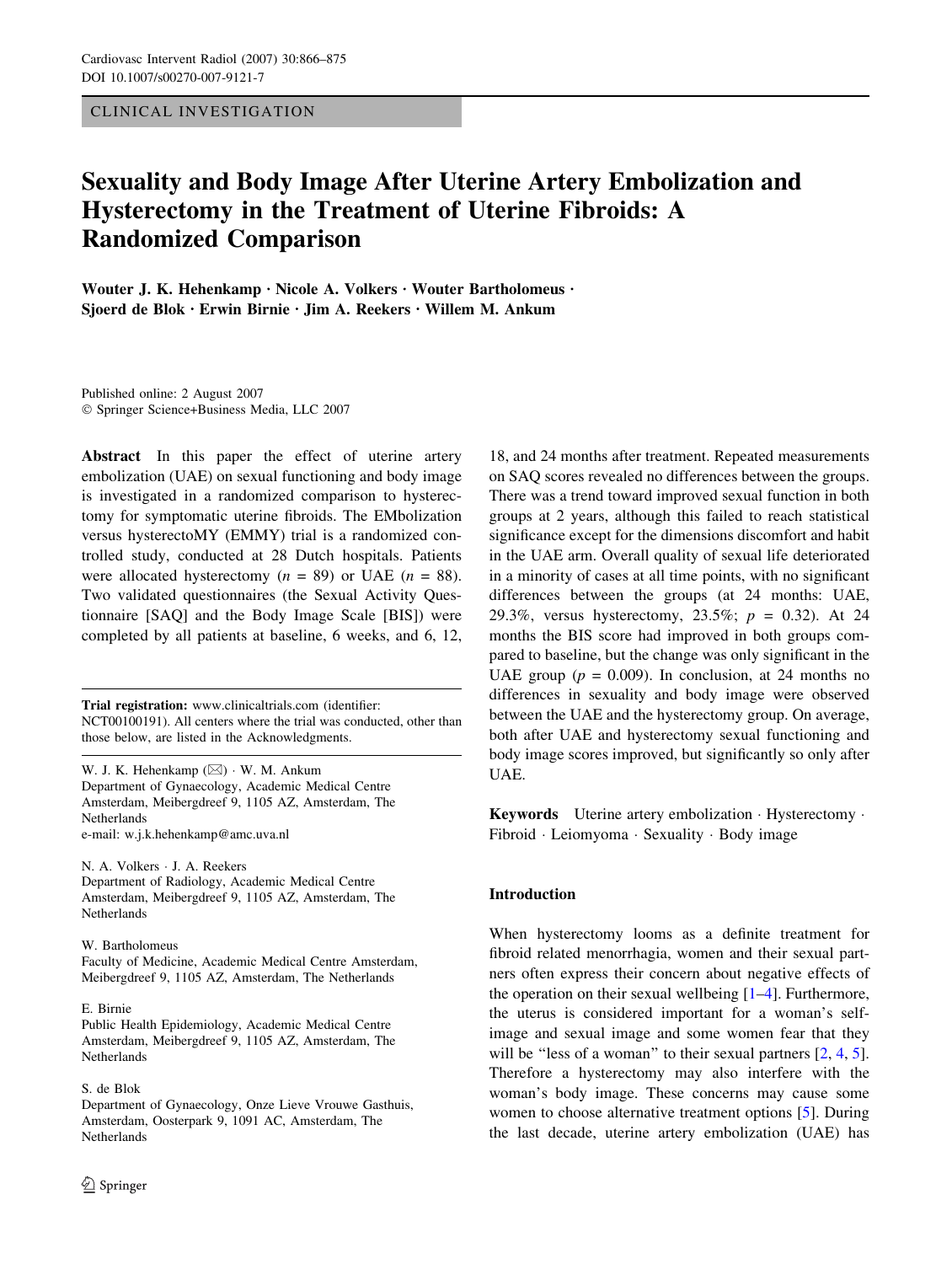CLINICAL INVESTIGATION

# Sexuality and Body Image After Uterine Artery Embolization and Hysterectomy in the Treatment of Uterine Fibroids: A Randomized Comparison

Wouter J. K. Hehenkamp · Nicole A. Volkers · Wouter Bartholomeus · Sjoerd de Blok · Erwin Birnie · Jim A. Reekers · Willem M. Ankum

Published online: 2 August 2007
© Springer Science+Business Media, LLC 2007

**Abstract** In this paper the effect of uterine artery embolization (UAE) on sexual functioning and body image is investigated in a randomized comparison to hysterectomy for symptomatic uterine fibroids. The EMbolization versus hysterectoMY (EMMY) trial is a randomized controlled study, conducted at 28 Dutch hospitals. Patients were allocated hysterectomy ($n$ = 89) or UAE ($n$ = 88). Two validated questionnaires (the Sexual Activity Questionnaire [SAQ] and the Body Image Scale [BIS]) were completed by all patients at baseline, 6 weeks, and 6, 12, 18, and 24 months after treatment. Repeated measurements on SAQ scores revealed no differences between the groups. There was a trend toward improved sexual function in both groups at 2 years, although this failed to reach statistical significance except for the dimensions discomfort and habit in the UAE arm. Overall quality of sexual life deteriorated in a minority of cases at all time points, with no significant differences between the groups (at 24 months: UAE, 29.3%, versus hysterectomy, 23.5%; $p$ = 0.32). At 24 months the BIS score had improved in both groups compared to baseline, but the change was only significant in the UAE group ($p$ = 0.009). In conclusion, at 24 months no differences in sexuality and body image were observed between the UAE and the hysterectomy group. On average, both after UAE and hysterectomy sexual functioning and body image scores improved, but significantly so only after UAE.

**Keywords** Uterine artery embolization · Hysterectomy · Fibroid · Leiomyoma · Sexuality · Body image

**Trial registration:** www.clinicaltrials.com (identifier: NCT00100191). All centers where the trial was conducted, other than those below, are listed in the Acknowledgments.

W. J. K. Hehenkamp (✉) · W. M. Ankum
Department of Gynaecology, Academic Medical Centre Amsterdam, Meibergdreef 9, 1105 AZ, Amsterdam, The Netherlands
e-mail: w.j.k.hehenkamp@amc.uva.nl

N. A. Volkers · J. A. Reekers
Department of Radiology, Academic Medical Centre Amsterdam, Meibergdreef 9, 1105 AZ, Amsterdam, The Netherlands

W. Bartholomeus
Faculty of Medicine, Academic Medical Centre Amsterdam, Meibergdreef 9, 1105 AZ, Amsterdam, The Netherlands

E. Birnie
Public Health Epidemiology, Academic Medical Centre Amsterdam, Meibergdreef 9, 1105 AZ, Amsterdam, The Netherlands

S. de Blok
Department of Gynaecology, Onze Lieve Vrouwe Gasthuis, Amsterdam, Oosterpark 9, 1091 AC, Amsterdam, The Netherlands

## Introduction

When hysterectomy looms as a definite treatment for fibroid related menorrhagia, women and their sexual partners often express their concern about negative effects of the operation on their sexual wellbeing [1–4]. Furthermore, the uterus is considered important for a woman's self-image and sexual image and some women fear that they will be "less of a woman" to their sexual partners [2, 4, 5]. Therefore a hysterectomy may also interfere with the woman's body image. These concerns may cause some women to choose alternative treatment options [5]. During the last decade, uterine artery embolization (UAE) has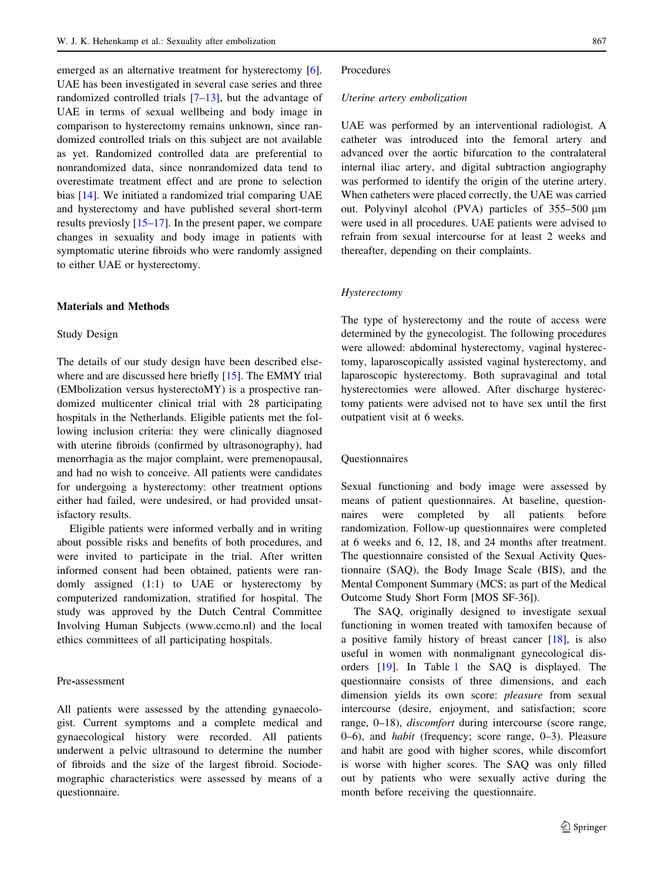emerged as an alternative treatment for hysterectomy [6]. UAE has been investigated in several case series and three randomized controlled trials [7–13], but the advantage of UAE in terms of sexual wellbeing and body image in comparison to hysterectomy remains unknown, since randomized controlled trials on this subject are not available as yet. Randomized controlled data are preferential to nonrandomized data, since nonrandomized data tend to overestimate treatment effect and are prone to selection bias [14]. We initiated a randomized trial comparing UAE and hysterectomy and have published several short-term results previosly [15–17]. In the present paper, we compare changes in sexuality and body image in patients with symptomatic uterine fibroids who were randomly assigned to either UAE or hysterectomy.

## Materials and Methods

### Study Design

The details of our study design have been described elsewhere and are discussed here briefly [15]. The EMMY trial (EMbolization versus hysterectoMY) is a prospective randomized multicenter clinical trial with 28 participating hospitals in the Netherlands. Eligible patients met the following inclusion criteria: they were clinically diagnosed with uterine fibroids (confirmed by ultrasonography), had menorrhagia as the major complaint, were premenopausal, and had no wish to conceive. All patients were candidates for undergoing a hysterectomy: other treatment options either had failed, were undesired, or had provided unsatisfactory results.

Eligible patients were informed verbally and in writing about possible risks and benefits of both procedures, and were invited to participate in the trial. After written informed consent had been obtained, patients were randomly assigned (1:1) to UAE or hysterectomy by computerized randomization, stratified for hospital. The study was approved by the Dutch Central Committee Involving Human Subjects (www.ccmo.nl) and the local ethics committees of all participating hospitals.

### Pre-assessment

All patients were assessed by the attending gynaecologist. Current symptoms and a complete medical and gynaecological history were recorded. All patients underwent a pelvic ultrasound to determine the number of fibroids and the size of the largest fibroid. Sociodemographic characteristics were assessed by means of a questionnaire.

### Procedures

#### *Uterine artery embolization*

UAE was performed by an interventional radiologist. A catheter was introduced into the femoral artery and advanced over the aortic bifurcation to the contralateral internal iliac artery, and digital subtraction angiography was performed to identify the origin of the uterine artery. When catheters were placed correctly, the UAE was carried out. Polyvinyl alcohol (PVA) particles of 355–500 μm were used in all procedures. UAE patients were advised to refrain from sexual intercourse for at least 2 weeks and thereafter, depending on their complaints.

#### *Hysterectomy*

The type of hysterectomy and the route of access were determined by the gynecologist. The following procedures were allowed: abdominal hysterectomy, vaginal hysterectomy, laparoscopically assisted vaginal hysterectomy, and laparoscopic hysterectomy. Both supravaginal and total hysterectomies were allowed. After discharge hysterectomy patients were advised not to have sex until the first outpatient visit at 6 weeks.

### Questionnaires

Sexual functioning and body image were assessed by means of patient questionnaires. At baseline, questionnaires were completed by all patients before randomization. Follow-up questionnaires were completed at 6 weeks and 6, 12, 18, and 24 months after treatment. The questionnaire consisted of the Sexual Activity Questionnaire (SAQ), the Body Image Scale (BIS), and the Mental Component Summary (MCS; as part of the Medical Outcome Study Short Form [MOS SF-36]).

The SAQ, originally designed to investigate sexual functioning in women treated with tamoxifen because of a positive family history of breast cancer [18], is also useful in women with nonmalignant gynecological disorders [19]. In Table 1 the SAQ is displayed. The questionnaire consists of three dimensions, and each dimension yields its own score: *pleasure* from sexual intercourse (desire, enjoyment, and satisfaction; score range, 0–18), *discomfort* during intercourse (score range, 0–6), and *habit* (frequency; score range, 0–3). Pleasure and habit are good with higher scores, while discomfort is worse with higher scores. The SAQ was only filled out by patients who were sexually active during the month before receiving the questionnaire.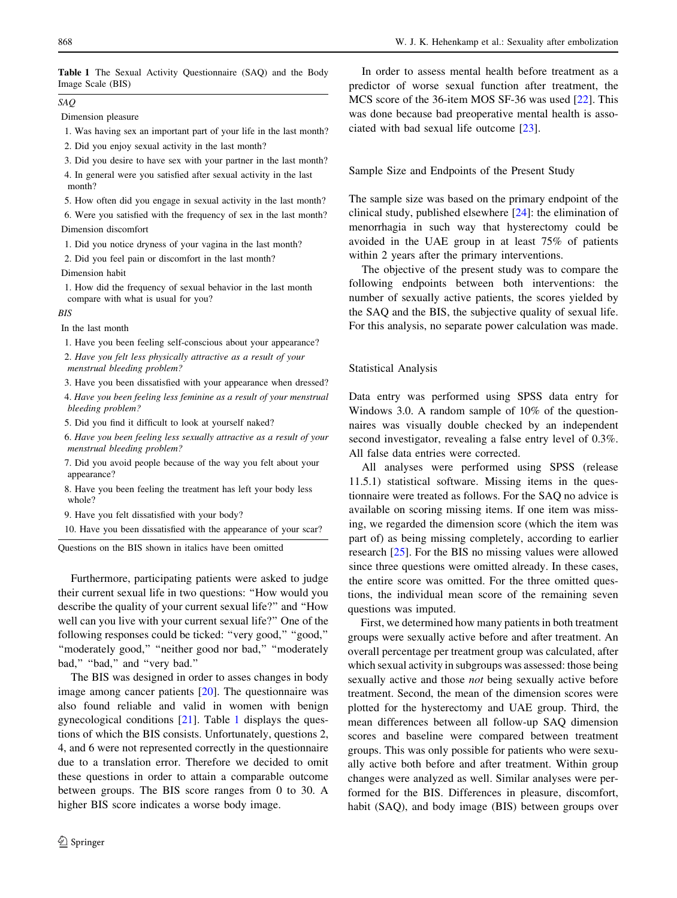**Table 1** The Sexual Activity Questionnaire (SAQ) and the Body Image Scale (BIS)

*SAQ*

Dimension pleasure

1. Was having sex an important part of your life in the last month?
2. Did you enjoy sexual activity in the last month?
3. Did you desire to have sex with your partner in the last month?
4. In general were you satisfied after sexual activity in the last month?
5. How often did you engage in sexual activity in the last month?
6. Were you satisfied with the frequency of sex in the last month?

Dimension discomfort

1. Did you notice dryness of your vagina in the last month?
2. Did you feel pain or discomfort in the last month?

Dimension habit

1. How did the frequency of sexual behavior in the last month compare with what is usual for you?

*BIS*

In the last month

1. Have you been feeling self-conscious about your appearance?
2. *Have you felt less physically attractive as a result of your menstrual bleeding problem?*
3. Have you been dissatisfied with your appearance when dressed?
4. *Have you been feeling less feminine as a result of your menstrual bleeding problem?*
5. Did you find it difficult to look at yourself naked?
6. *Have you been feeling less sexually attractive as a result of your menstrual bleeding problem?*
7. Did you avoid people because of the way you felt about your appearance?
8. Have you been feeling the treatment has left your body less whole?
9. Have you felt dissatisfied with your body?
10. Have you been dissatisfied with the appearance of your scar?

Questions on the BIS shown in italics have been omitted

Furthermore, participating patients were asked to judge their current sexual life in two questions: "How would you describe the quality of your current sexual life?" and "How well can you live with your current sexual life?" One of the following responses could be ticked: "very good," "good," "moderately good," "neither good nor bad," "moderately bad," "bad," and "very bad."

The BIS was designed in order to asses changes in body image among cancer patients [20]. The questionnaire was also found reliable and valid in women with benign gynecological conditions [21]. Table 1 displays the questions of which the BIS consists. Unfortunately, questions 2, 4, and 6 were not represented correctly in the questionnaire due to a translation error. Therefore we decided to omit these questions in order to attain a comparable outcome between groups. The BIS score ranges from 0 to 30. A higher BIS score indicates a worse body image.

In order to assess mental health before treatment as a predictor of worse sexual function after treatment, the MCS score of the 36-item MOS SF-36 was used [22]. This was done because bad preoperative mental health is associated with bad sexual life outcome [23].

## Sample Size and Endpoints of the Present Study

The sample size was based on the primary endpoint of the clinical study, published elsewhere [24]: the elimination of menorrhagia in such way that hysterectomy could be avoided in the UAE group in at least 75% of patients within 2 years after the primary interventions.

The objective of the present study was to compare the following endpoints between both interventions: the number of sexually active patients, the scores yielded by the SAQ and the BIS, the subjective quality of sexual life. For this analysis, no separate power calculation was made.

## Statistical Analysis

Data entry was performed using SPSS data entry for Windows 3.0. A random sample of 10% of the questionnaires was visually double checked by an independent second investigator, revealing a false entry level of 0.3%. All false data entries were corrected.

All analyses were performed using SPSS (release 11.5.1) statistical software. Missing items in the questionnaire were treated as follows. For the SAQ no advice is available on scoring missing items. If one item was missing, we regarded the dimension score (which the item was part of) as being missing completely, according to earlier research [25]. For the BIS no missing values were allowed since three questions were omitted already. In these cases, the entire score was omitted. For the three omitted questions, the individual mean score of the remaining seven questions was imputed.

First, we determined how many patients in both treatment groups were sexually active before and after treatment. An overall percentage per treatment group was calculated, after which sexual activity in subgroups was assessed: those being sexually active and those *not* being sexually active before treatment. Second, the mean of the dimension scores were plotted for the hysterectomy and UAE group. Third, the mean differences between all follow-up SAQ dimension scores and baseline were compared between treatment groups. This was only possible for patients who were sexually active both before and after treatment. Within group changes were analyzed as well. Similar analyses were performed for the BIS. Differences in pleasure, discomfort, habit (SAQ), and body image (BIS) between groups over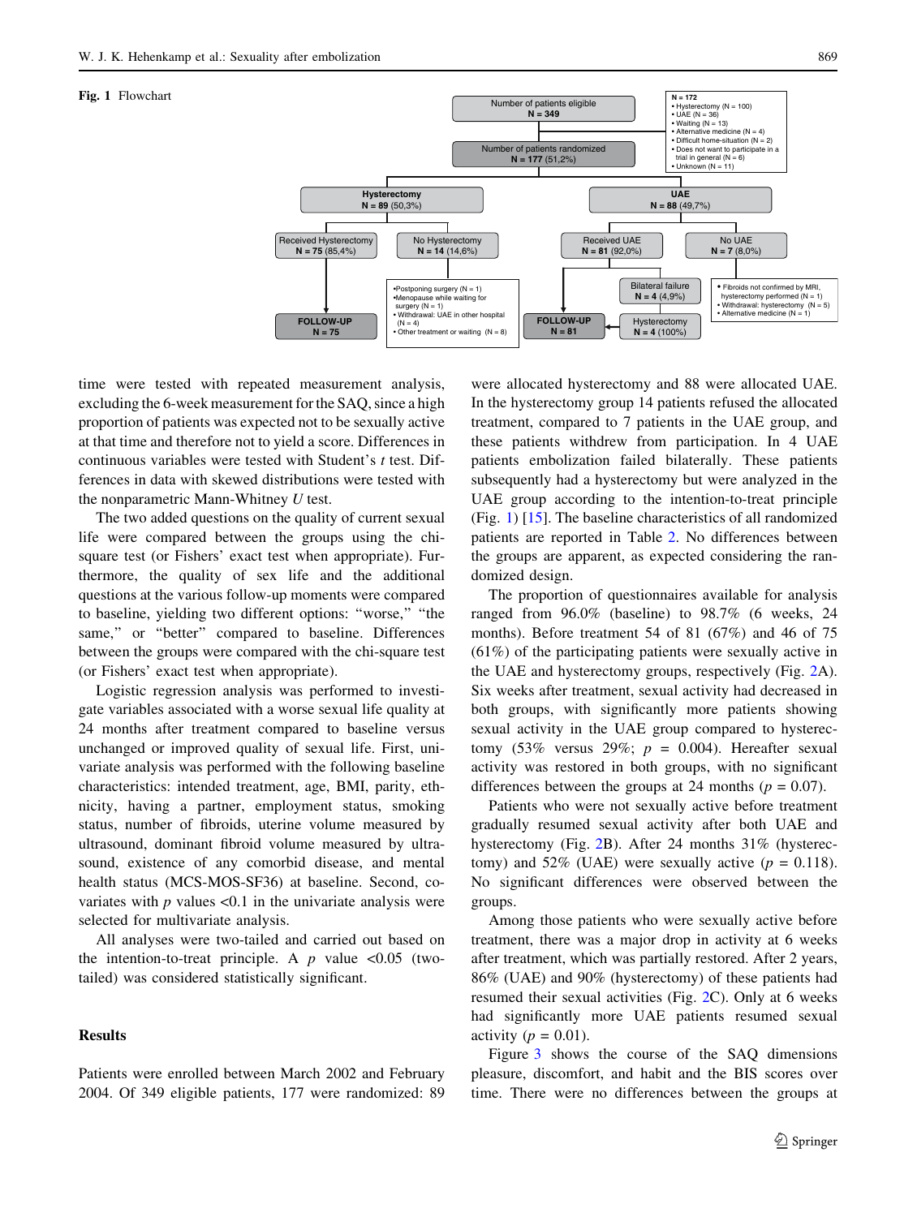**Fig. 1** Flowchart

Number of patients eligible
N = 349

N = 172
- Hysterectomy (N = 100)
- UAE (N = 36)
- Waiting (N = 13)
- Alternative medicine (N = 4)
- Difficult home-situation (N = 2)
- Does not want to participate in a trial in general (N = 6)
- Unknown (N = 11)

Number of patients randomized
N = 177 (51,2%)

Hysterectomy
N = 89 (50,3%)

UAE
N = 88 (49,7%)

Received Hysterectomy
N = 75 (85,4%)

No Hysterectomy
N = 14 (14,6%)

- Postponing surgery (N = 1)
- Menopause while waiting for surgery (N = 1)
- Withdrawal: UAE in other hospital (N = 4)
- Other treatment or waiting (N = 8)

FOLLOW-UP
N = 75

Received UAE
N = 81 (92,0%)

No UAE
N = 7 (8,0%)

- Fibroids not confirmed by MRI, hysterectomy performed (N = 1)
- Withdrawal: hysterectomy (N = 5)
- Alternative medicine (N = 1)

Bilateral failure
N = 4 (4,9%)

Hysterectomy
N = 4 (100%)

FOLLOW-UP
N = 81

time were tested with repeated measurement analysis, excluding the 6-week measurement for the SAQ, since a high proportion of patients was expected not to be sexually active at that time and therefore not to yield a score. Differences in continuous variables were tested with Student's *t* test. Differences in data with skewed distributions were tested with the nonparametric Mann-Whitney *U* test.

The two added questions on the quality of current sexual life were compared between the groups using the chi-square test (or Fishers' exact test when appropriate). Furthermore, the quality of sex life and the additional questions at the various follow-up moments were compared to baseline, yielding two different options: "worse," "the same," or "better" compared to baseline. Differences between the groups were compared with the chi-square test (or Fishers' exact test when appropriate).

Logistic regression analysis was performed to investigate variables associated with a worse sexual life quality at 24 months after treatment compared to baseline versus unchanged or improved quality of sexual life. First, univariate analysis was performed with the following baseline characteristics: intended treatment, age, BMI, parity, ethnicity, having a partner, employment status, smoking status, number of fibroids, uterine volume measured by ultrasound, dominant fibroid volume measured by ultrasound, existence of any comorbid disease, and mental health status (MCS-MOS-SF36) at baseline. Second, covariates with *p* values <0.1 in the univariate analysis were selected for multivariate analysis.

All analyses were two-tailed and carried out based on the intention-to-treat principle. A *p* value <0.05 (two-tailed) was considered statistically significant.

## Results

Patients were enrolled between March 2002 and February 2004. Of 349 eligible patients, 177 were randomized: 89 were allocated hysterectomy and 88 were allocated UAE. In the hysterectomy group 14 patients refused the allocated treatment, compared to 7 patients in the UAE group, and these patients withdrew from participation. In 4 UAE patients embolization failed bilaterally. These patients subsequently had a hysterectomy but were analyzed in the UAE group according to the intention-to-treat principle (Fig. 1) [15]. The baseline characteristics of all randomized patients are reported in Table 2. No differences between the groups are apparent, as expected considering the randomized design.

The proportion of questionnaires available for analysis ranged from 96.0% (baseline) to 98.7% (6 weeks, 24 months). Before treatment 54 of 81 (67%) and 46 of 75 (61%) of the participating patients were sexually active in the UAE and hysterectomy groups, respectively (Fig. 2A). Six weeks after treatment, sexual activity had decreased in both groups, with significantly more patients showing sexual activity in the UAE group compared to hysterectomy (53% versus 29%; $p = 0.004$). Hereafter sexual activity was restored in both groups, with no significant differences between the groups at 24 months ($p = 0.07$).

Patients who were not sexually active before treatment gradually resumed sexual activity after both UAE and hysterectomy (Fig. 2B). After 24 months 31% (hysterectomy) and 52% (UAE) were sexually active ($p = 0.118$). No significant differences were observed between the groups.

Among those patients who were sexually active before treatment, there was a major drop in activity at 6 weeks after treatment, which was partially restored. After 2 years, 86% (UAE) and 90% (hysterectomy) of these patients had resumed their sexual activities (Fig. 2C). Only at 6 weeks had significantly more UAE patients resumed sexual activity ($p = 0.01$).

Figure 3 shows the course of the SAQ dimensions pleasure, discomfort, and habit and the BIS scores over time. There were no differences between the groups at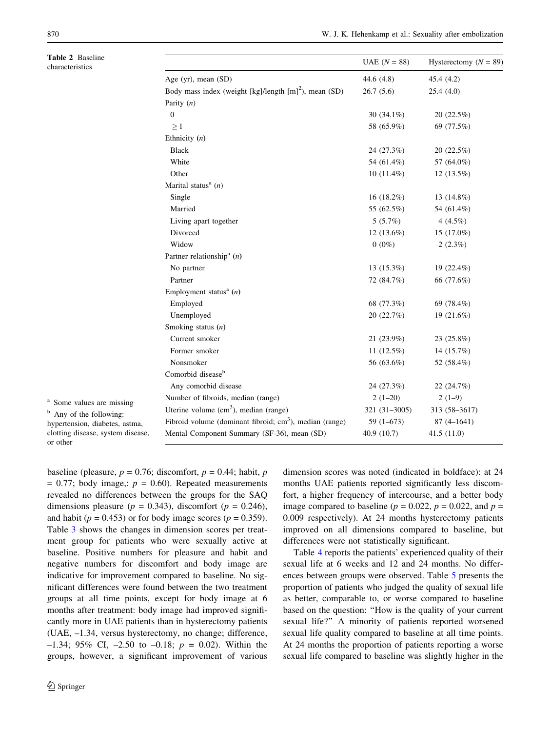**Table 2** Baseline characteristics

| | UAE ($N = 88$) | Hysterectomy ($N = 89$) |
|---|---|---|
| Age (yr), mean (SD) | 44.6 (4.8) | 45.4 (4.2) |
| Body mass index (weight [kg]/length [m]$^2$), mean (SD) | 26.7 (5.6) | 25.4 (4.0) |
| Parity (*n*) | | |
| 0 | 30 (34.1%) | 20 (22.5%) |
| ≥1 | 58 (65.9%) | 69 (77.5%) |
| Ethnicity (*n*) | | |
| Black | 24 (27.3%) | 20 (22.5%) |
| White | 54 (61.4%) | 57 (64.0%) |
| Other | 10 (11.4%) | 12 (13.5%) |
| Marital status[a] (*n*) | | |
| Single | 16 (18.2%) | 13 (14.8%) |
| Married | 55 (62.5%) | 54 (61.4%) |
| Living apart together | 5 (5.7%) | 4 (4.5%) |
| Divorced | 12 (13.6%) | 15 (17.0%) |
| Widow | 0 (0%) | 2 (2.3%) |
| Partner relationship[a] (*n*) | | |
| No partner | 13 (15.3%) | 19 (22.4%) |
| Partner | 72 (84.7%) | 66 (77.6%) |
| Employment status[a] (*n*) | | |
| Employed | 68 (77.3%) | 69 (78.4%) |
| Unemployed | 20 (22.7%) | 19 (21.6%) |
| Smoking status (*n*) | | |
| Current smoker | 21 (23.9%) | 23 (25.8%) |
| Former smoker | 11 (12.5%) | 14 (15.7%) |
| Nonsmoker | 56 (63.6%) | 52 (58.4%) |
| Comorbid disease[b] | | |
| Any comorbid disease | 24 (27.3%) | 22 (24.7%) |
| Number of fibroids, median (range) | 2 (1–20) | 2 (1–9) |
| Uterine volume (cm$^3$), median (range) | 321 (31–3005) | 313 (58–3617) |
| Fibroid volume (dominant fibroid; cm$^3$), median (range) | 59 (1–673) | 87 (4–1641) |
| Mental Component Summary (SF-36), mean (SD) | 40.9 (10.7) | 41.5 (11.0) |

[a] Some values are missing

[b] Any of the following: hypertension, diabetes, astma, clotting disease, system disease, or other

baseline (pleasure, $p = 0.76$; discomfort, $p = 0.44$; habit, $p = 0.77$; body image,: $p = 0.60$). Repeated measurements revealed no differences between the groups for the SAQ dimensions pleasure ($p = 0.343$), discomfort ($p = 0.246$), and habit ($p = 0.453$) or for body image scores ($p = 0.359$). Table 3 shows the changes in dimension scores per treatment group for patients who were sexually active at baseline. Positive numbers for pleasure and habit and negative numbers for discomfort and body image are indicative for improvement compared to baseline. No significant differences were found between the two treatment groups at all time points, except for body image at 6 months after treatment: body image had improved significantly more in UAE patients than in hysterectomy patients (UAE, –1.34, versus hysterectomy, no change; difference, –1.34; 95% CI, –2.50 to –0.18; $p = 0.02$). Within the groups, however, a significant improvement of various dimension scores was noted (indicated in boldface): at 24 months UAE patients reported significantly less discomfort, a higher frequency of intercourse, and a better body image compared to baseline ($p = 0.022$, $p = 0.022$, and $p = 0.009$ respectively). At 24 months hysterectomy patients improved on all dimensions compared to baseline, but differences were not statistically significant.

Table 4 reports the patients' experienced quality of their sexual life at 6 weeks and 12 and 24 months. No differences between groups were observed. Table 5 presents the proportion of patients who judged the quality of sexual life as better, comparable to, or worse compared to baseline based on the question: "How is the quality of your current sexual life?" A minority of patients reported worsened sexual life quality compared to baseline at all time points. At 24 months the proportion of patients reporting a worse sexual life compared to baseline was slightly higher in the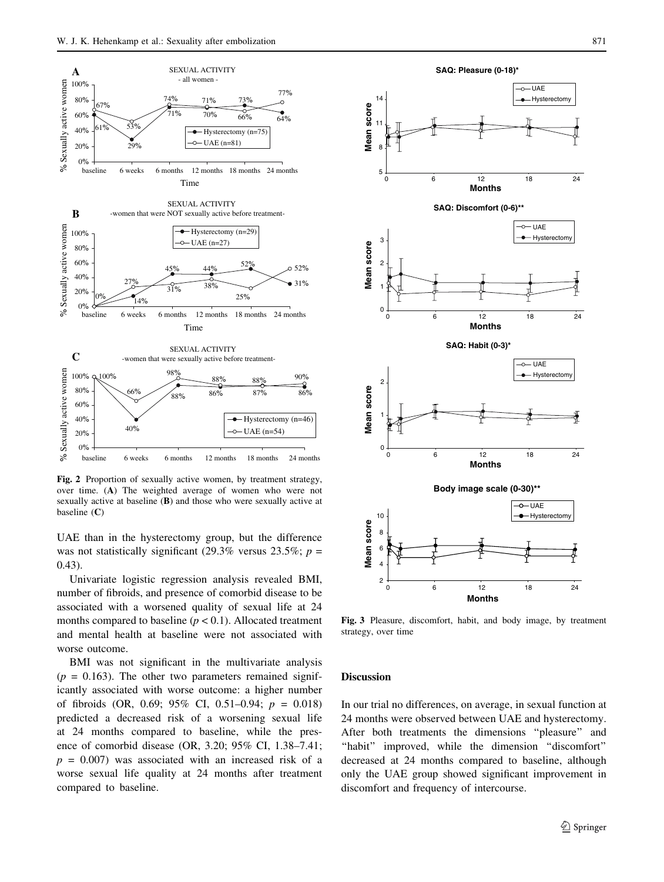Fig. 2 Proportion of sexually active women, by treatment strategy, over time. (**A**) The weighted average of women who were not sexually active at baseline (**B**) and those who were sexually active at baseline (**C**)

Fig. 3 Pleasure, discomfort, habit, and body image, by treatment strategy, over time

UAE than in the hysterectomy group, but the difference was not statistically significant (29.3% versus 23.5%; $p = 0.43$).

Univariate logistic regression analysis revealed BMI, number of fibroids, and presence of comorbid disease to be associated with a worsened quality of sexual life at 24 months compared to baseline ($p < 0.1$). Allocated treatment and mental health at baseline were not associated with worse outcome.

BMI was not significant in the multivariate analysis ($p = 0.163$). The other two parameters remained significantly associated with worse outcome: a higher number of fibroids (OR, 0.69; 95% CI, 0.51–0.94; $p = 0.018$) predicted a decreased risk of a worsening sexual life at 24 months compared to baseline, while the presence of comorbid disease (OR, 3.20; 95% CI, 1.38–7.41; $p = 0.007$) was associated with an increased risk of a worse sexual life quality at 24 months after treatment compared to baseline.

## Discussion

In our trial no differences, on average, in sexual function at 24 months were observed between UAE and hysterectomy. After both treatments the dimensions "pleasure" and "habit" improved, while the dimension "discomfort" decreased at 24 months compared to baseline, although only the UAE group showed significant improvement in discomfort and frequency of intercourse.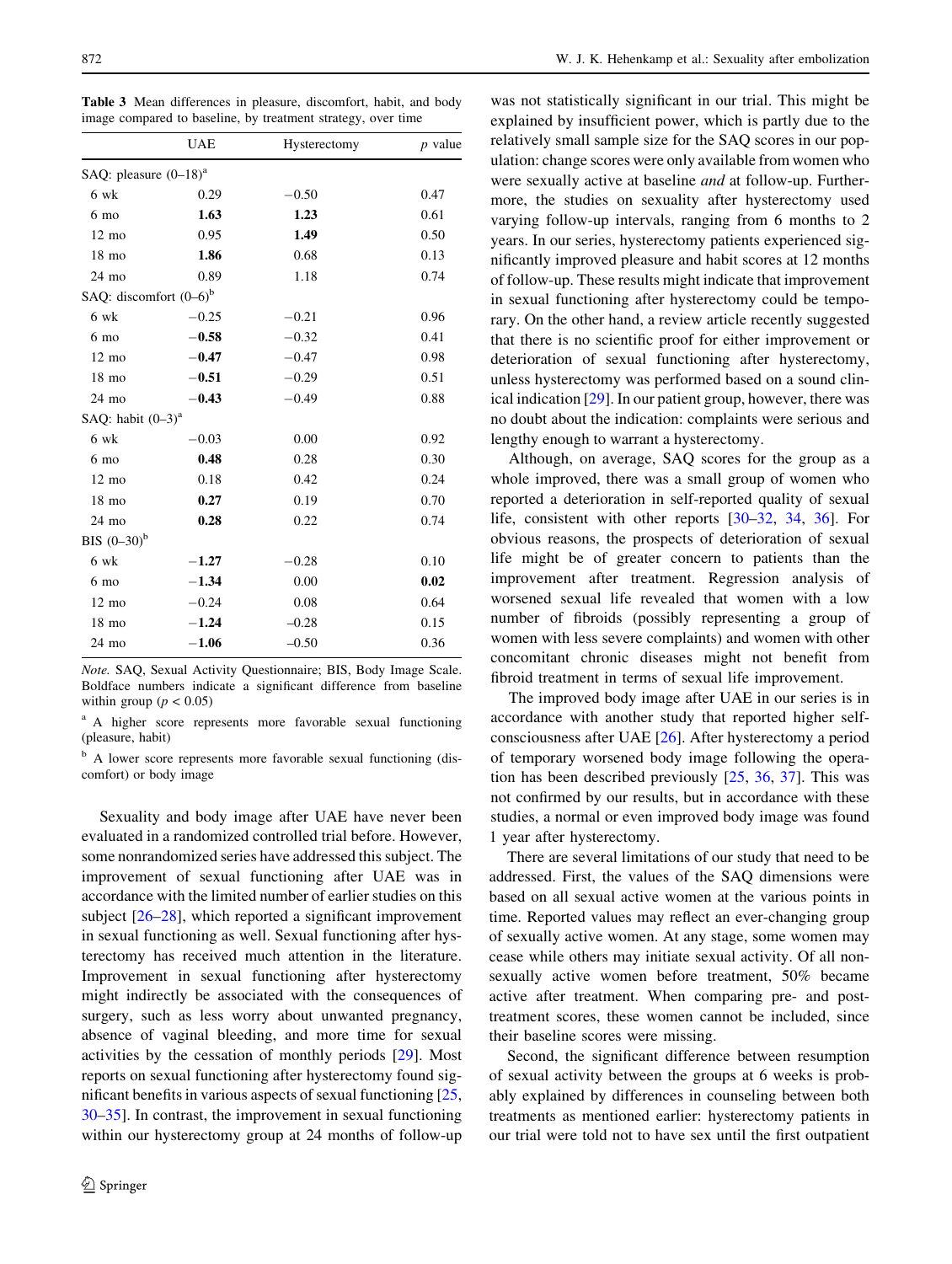**Table 3** Mean differences in pleasure, discomfort, habit, and body image compared to baseline, by treatment strategy, over time

| | UAE | Hysterectomy | *p* value |
|---|---|---|---|
| SAQ: pleasure (0–18)[a] | | | |
| 6 wk | 0.29 | −0.50 | 0.47 |
| 6 mo | **1.63** | **1.23** | 0.61 |
| 12 mo | 0.95 | **1.49** | 0.50 |
| 18 mo | **1.86** | 0.68 | 0.13 |
| 24 mo | 0.89 | 1.18 | 0.74 |
| SAQ: discomfort (0–6)[b] | | | |
| 6 wk | −0.25 | −0.21 | 0.96 |
| 6 mo | **−0.58** | −0.32 | 0.41 |
| 12 mo | **−0.47** | −0.47 | 0.98 |
| 18 mo | **−0.51** | −0.29 | 0.51 |
| 24 mo | **−0.43** | −0.49 | 0.88 |
| SAQ: habit (0–3)[a] | | | |
| 6 wk | −0.03 | 0.00 | 0.92 |
| 6 mo | **0.48** | 0.28 | 0.30 |
| 12 mo | 0.18 | 0.42 | 0.24 |
| 18 mo | **0.27** | 0.19 | 0.70 |
| 24 mo | **0.28** | 0.22 | 0.74 |
| BIS (0–30)[b] | | | |
| 6 wk | **−1.27** | −0.28 | 0.10 |
| 6 mo | **−1.34** | 0.00 | **0.02** |
| 12 mo | −0.24 | 0.08 | 0.64 |
| 18 mo | **−1.24** | −0.28 | 0.15 |
| 24 mo | **−1.06** | −0.50 | 0.36 |

*Note.* SAQ, Sexual Activity Questionnaire; BIS, Body Image Scale. Boldface numbers indicate a significant difference from baseline within group ($p < 0.05$)

[a] A higher score represents more favorable sexual functioning (pleasure, habit)

[b] A lower score represents more favorable sexual functioning (discomfort) or body image

Sexuality and body image after UAE have never been evaluated in a randomized controlled trial before. However, some nonrandomized series have addressed this subject. The improvement of sexual functioning after UAE was in accordance with the limited number of earlier studies on this subject [26–28], which reported a significant improvement in sexual functioning as well. Sexual functioning after hysterectomy has received much attention in the literature. Improvement in sexual functioning after hysterectomy might indirectly be associated with the consequences of surgery, such as less worry about unwanted pregnancy, absence of vaginal bleeding, and more time for sexual activities by the cessation of monthly periods [29]. Most reports on sexual functioning after hysterectomy found significant benefits in various aspects of sexual functioning [25, 30–35]. In contrast, the improvement in sexual functioning within our hysterectomy group at 24 months of follow-up was not statistically significant in our trial. This might be explained by insufficient power, which is partly due to the relatively small sample size for the SAQ scores in our population: change scores were only available from women who were sexually active at baseline *and* at follow-up. Furthermore, the studies on sexuality after hysterectomy used varying follow-up intervals, ranging from 6 months to 2 years. In our series, hysterectomy patients experienced significantly improved pleasure and habit scores at 12 months of follow-up. These results might indicate that improvement in sexual functioning after hysterectomy could be temporary. On the other hand, a review article recently suggested that there is no scientific proof for either improvement or deterioration of sexual functioning after hysterectomy, unless hysterectomy was performed based on a sound clinical indication [29]. In our patient group, however, there was no doubt about the indication: complaints were serious and lengthy enough to warrant a hysterectomy.

Although, on average, SAQ scores for the group as a whole improved, there was a small group of women who reported a deterioration in self-reported quality of sexual life, consistent with other reports [30–32, 34, 36]. For obvious reasons, the prospects of deterioration of sexual life might be of greater concern to patients than the improvement after treatment. Regression analysis of worsened sexual life revealed that women with a low number of fibroids (possibly representing a group of women with less severe complaints) and women with other concomitant chronic diseases might not benefit from fibroid treatment in terms of sexual life improvement.

The improved body image after UAE in our series is in accordance with another study that reported higher self-consciousness after UAE [26]. After hysterectomy a period of temporary worsened body image following the operation has been described previously [25, 36, 37]. This was not confirmed by our results, but in accordance with these studies, a normal or even improved body image was found 1 year after hysterectomy.

There are several limitations of our study that need to be addressed. First, the values of the SAQ dimensions were based on all sexual active women at the various points in time. Reported values may reflect an ever-changing group of sexually active women. At any stage, some women may cease while others may initiate sexual activity. Of all non-sexually active women before treatment, 50% became active after treatment. When comparing pre- and post-treatment scores, these women cannot be included, since their baseline scores were missing.

Second, the significant difference between resumption of sexual activity between the groups at 6 weeks is probably explained by differences in counseling between both treatments as mentioned earlier: hysterectomy patients in our trial were told not to have sex until the first outpatient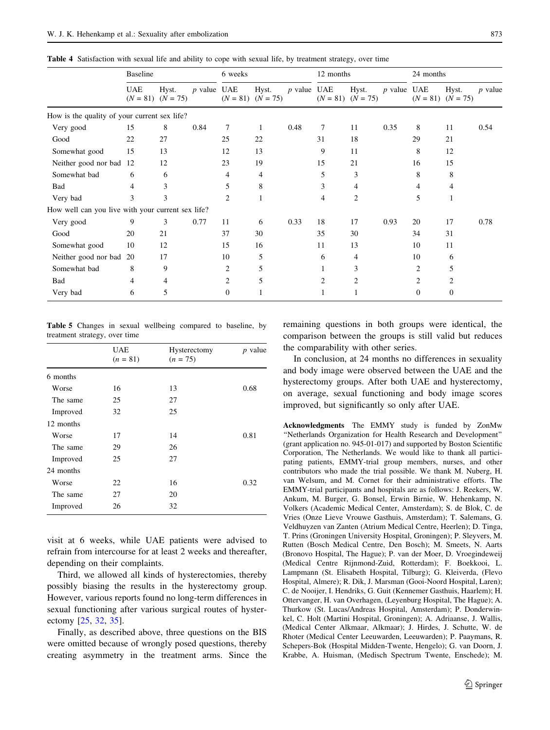**Table 4** Satisfaction with sexual life and ability to cope with sexual life, by treatment strategy, over time

| | Baseline | | | 6 weeks | | | 12 months | | | 24 months | | |
|---|---|---|---|---|---|---|---|---|---|---|---|---|
| | UAE (N = 81) | Hyst. (N = 75) | p value | UAE (N = 81) | Hyst. (N = 75) | p value | UAE (N = 81) | Hyst. (N = 75) | p value | UAE (N = 81) | Hyst. (N = 75) | p value |
| How is the quality of your current sex life? | | | | | | | | | | | | |
| Very good | 15 | 8 | 0.84 | 7 | 1 | 0.48 | 7 | 11 | 0.35 | 8 | 11 | 0.54 |
| Good | 22 | 27 | | 25 | 22 | | 31 | 18 | | 29 | 21 | |
| Somewhat good | 15 | 13 | | 12 | 13 | | 9 | 11 | | 8 | 12 | |
| Neither good nor bad | 12 | 12 | | 23 | 19 | | 15 | 21 | | 16 | 15 | |
| Somewhat bad | 6 | 6 | | 4 | 4 | | 5 | 3 | | 8 | 8 | |
| Bad | 4 | 3 | | 5 | 8 | | 3 | 4 | | 4 | 4 | |
| Very bad | 3 | 3 | | 2 | 1 | | 4 | 2 | | 5 | 1 | |
| How well can you live with your current sex life? | | | | | | | | | | | | |
| Very good | 9 | 3 | 0.77 | 11 | 6 | 0.33 | 18 | 17 | 0.93 | 20 | 17 | 0.78 |
| Good | 20 | 21 | | 37 | 30 | | 35 | 30 | | 34 | 31 | |
| Somewhat good | 10 | 12 | | 15 | 16 | | 11 | 13 | | 10 | 11 | |
| Neither good nor bad | 20 | 17 | | 10 | 5 | | 6 | 4 | | 10 | 6 | |
| Somewhat bad | 8 | 9 | | 2 | 5 | | 1 | 3 | | 2 | 5 | |
| Bad | 4 | 4 | | 2 | 5 | | 2 | 2 | | 2 | 2 | |
| Very bad | 6 | 5 | | 0 | 1 | | 1 | 1 | | 0 | 0 | |

**Table 5** Changes in sexual wellbeing compared to baseline, by treatment strategy, over time

| | UAE (n = 81) | Hysterectomy (n = 75) | p value |
|---|---|---|---|
| 6 months | | | |
| Worse | 16 | 13 | 0.68 |
| The same | 25 | 27 | |
| Improved | 32 | 25 | |
| 12 months | | | |
| Worse | 17 | 14 | 0.81 |
| The same | 29 | 26 | |
| Improved | 25 | 27 | |
| 24 months | | | |
| Worse | 22 | 16 | 0.32 |
| The same | 27 | 20 | |
| Improved | 26 | 32 | |

visit at 6 weeks, while UAE patients were advised to refrain from intercourse for at least 2 weeks and thereafter, depending on their complaints.

Third, we allowed all kinds of hysterectomies, thereby possibly biasing the results in the hysterectomy group. However, various reports found no long-term differences in sexual functioning after various surgical routes of hysterectomy [25, 32, 35].

Finally, as described above, three questions on the BIS were omitted because of wrongly posed questions, thereby creating asymmetry in the treatment arms. Since the remaining questions in both groups were identical, the comparison between the groups is still valid but reduces the comparability with other series.

In conclusion, at 24 months no differences in sexuality and body image were observed between the UAE and the hysterectomy groups. After both UAE and hysterectomy, on average, sexual functioning and body image scores improved, but significantly so only after UAE.

**Acknowledgments** The EMMY study is funded by ZonMw "Netherlands Organization for Health Research and Development" (grant application no. 945-01-017) and supported by Boston Scientific Corporation, The Netherlands. We would like to thank all participating patients, EMMY-trial group members, nurses, and other contributors who made the trial possible. We thank M. Nuberg, H. van Welsum, and M. Cornet for their administrative efforts. The EMMY-trial participants and hospitals are as follows: J. Reekers, W. Ankum, M. Burger, G. Bonsel, Erwin Birnie, W. Hehenkamp, N. Volkers (Academic Medical Center, Amsterdam); S. de Blok, C. de Vries (Onze Lieve Vrouwe Gasthuis, Amsterdam); T. Salemans, G. Veldhuyzen van Zanten (Atrium Medical Centre, Heerlen); D. Tinga, T. Prins (Groningen University Hospital, Groningen); P. Sleyvers, M. Rutten (Bosch Medical Centre, Den Bosch); M. Smeets, N. Aarts (Bronovo Hospital, The Hague); P. van der Moer, D. Vroegindeweij (Medical Centre Rijnmond-Zuid, Rotterdam); F. Boekkooi, L. Lampmann (St. Elisabeth Hospital, Tilburg); G. Kleiverda, (Flevo Hospital, Almere); R. Dik, J. Marsman (Gooi-Noord Hospital, Laren); C. de Nooijer, I. Hendriks, G. Guit (Kennemer Gasthuis, Haarlem); H. Ottervanger, H. van Overhagen, (Leyenburg Hospital, The Hague); A. Thurkow (St. Lucas/Andreas Hospital, Amsterdam); P. Donderwinkel, C. Holt (Martini Hospital, Groningen); A. Adriaanse, J. Wallis, (Medical Center Alkmaar, Alkmaar); J. Hirdes, J. Schutte, W. de Rhoter (Medical Center Leeuwarden, Leeuwarden); P. Paaymans, R. Schepers-Bok (Hospital Midden-Twente, Hengelo); G. van Doorn, J. Krabbe, A. Huisman, (Medisch Spectrum Twente, Enschede); M.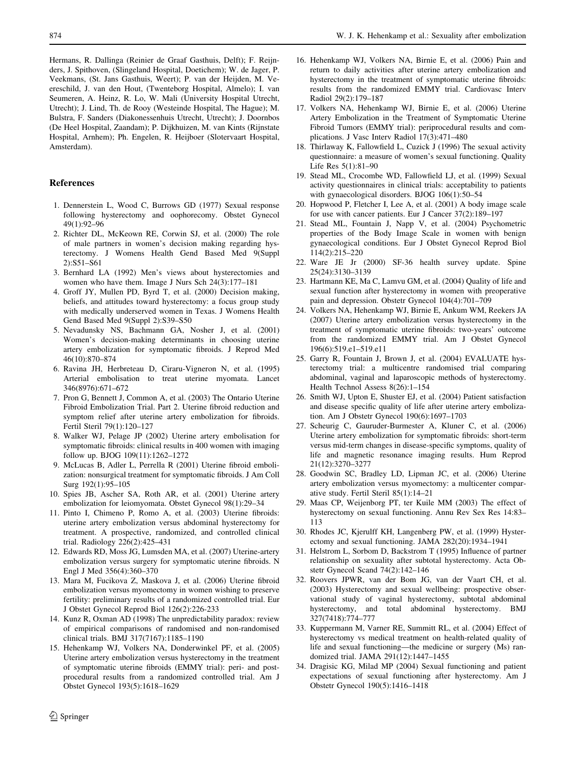Hermans, R. Dallinga (Reinier de Graaf Gasthuis, Delft); F. Reijnders, J. Spithoven, (Slingeland Hospital, Doetichem); W. de Jager, P. Veekmans, (St. Jans Gasthuis, Weert); P. van der Heijden, M. Vereschild, J. van den Hout, (Twenteborg Hospital, Almelo); I. van Seumeren, A. Heinz, R. Lo, W. Mali (University Hospital Utrecht, Utrecht); J. Lind, Th. de Rooy (Westeinde Hospital, The Hague); M. Bulstra, F. Sanders (Diakonessenhuis Utrecht, Utrecht); J. Doornbos (De Heel Hospital, Zaandam); P. Dijkhuizen, M. van Kints (Rijnstate Hospital, Arnhem); Ph. Engelen, R. Heijboer (Slotervaart Hospital, Amsterdam).

## References

1. Dennerstein L, Wood C, Burrows GD (1977) Sexual response following hysterectomy and oophorecomy. Obstet Gynecol 49(1):92–96
2. Richter DL, McKeown RE, Corwin SJ, et al. (2000) The role of male partners in women's decision making regarding hysterectomy. J Womens Health Gend Based Med 9(Suppl 2):S51–S61
3. Bernhard LA (1992) Men's views about hysterectomies and women who have them. Image J Nurs Sch 24(3):177–181
4. Groff JY, Mullen PD, Byrd T, et al. (2000) Decision making, beliefs, and attitudes toward hysterectomy: a focus group study with medically underserved women in Texas. J Womens Health Gend Based Med 9(Suppl 2):S39–S50
5. Nevadunsky NS, Bachmann GA, Nosher J, et al. (2001) Women's decision-making determinants in choosing uterine artery embolization for symptomatic fibroids. J Reprod Med 46(10):870–874
6. Ravina JH, Herbreteau D, Ciraru-Vigneron N, et al. (1995) Arterial embolisation to treat uterine myomata. Lancet 346(8976):671–672
7. Pron G, Bennett J, Common A, et al. (2003) The Ontario Uterine Fibroid Embolization Trial. Part 2. Uterine fibroid reduction and symptom relief after uterine artery embolization for fibroids. Fertil Steril 79(1):120–127
8. Walker WJ, Pelage JP (2002) Uterine artery embolisation for symptomatic fibroids: clinical results in 400 women with imaging follow up. BJOG 109(11):1262–1272
9. McLucas B, Adler L, Perrella R (2001) Uterine fibroid embolization: nonsurgical treatment for symptomatic fibroids. J Am Coll Surg 192(1):95–105
10. Spies JB, Ascher SA, Roth AR, et al. (2001) Uterine artery embolization for leiomyomata. Obstet Gynecol 98(1):29–34
11. Pinto I, Chimeno P, Romo A, et al. (2003) Uterine fibroids: uterine artery embolization versus abdominal hysterectomy for treatment. A prospective, randomized, and controlled clinical trial. Radiology 226(2):425–431
12. Edwards RD, Moss JG, Lumsden MA, et al. (2007) Uterine-artery embolization versus surgery for symptomatic uterine fibroids. N Engl J Med 356(4):360–370
13. Mara M, Fucikova Z, Maskova J, et al. (2006) Uterine fibroid embolization versus myomectomy in women wishing to preserve fertility: preliminary results of a randomized controlled trial. Eur J Obstet Gynecol Reprod Biol 126(2):226-233
14. Kunz R, Oxman AD (1998) The unpredictability paradox: review of empirical comparisons of randomised and non-randomised clinical trials. BMJ 317(7167):1185–1190
15. Hehenkamp WJ, Volkers NA, Donderwinkel PF, et al. (2005) Uterine artery embolization versus hysterectomy in the treatment of symptomatic uterine fibroids (EMMY trial): peri- and post-procedural results from a randomized controlled trial. Am J Obstet Gynecol 193(5):1618–1629
16. Hehenkamp WJ, Volkers NA, Birnie E, et al. (2006) Pain and return to daily activities after uterine artery embolization and hysterectomy in the treatment of symptomatic uterine fibroids: results from the randomized EMMY trial. Cardiovasc Interv Radiol 29(2):179–187
17. Volkers NA, Hehenkamp WJ, Birnie E, et al. (2006) Uterine Artery Embolization in the Treatment of Symptomatic Uterine Fibroid Tumors (EMMY trial): periprocedural results and complications. J Vasc Interv Radiol 17(3):471–480
18. Thirlaway K, Fallowfield L, Cuzick J (1996) The sexual activity questionnaire: a measure of women's sexual functioning. Quality Life Res 5(1):81–90
19. Stead ML, Crocombe WD, Fallowfield LJ, et al. (1999) Sexual activity questionnaires in clinical trials: acceptability to patients with gynaecological disorders. BJOG 106(1):50–54
20. Hopwood P, Fletcher I, Lee A, et al. (2001) A body image scale for use with cancer patients. Eur J Cancer 37(2):189–197
21. Stead ML, Fountain J, Napp V, et al. (2004) Psychometric properties of the Body Image Scale in women with benign gynaecological conditions. Eur J Obstet Gynecol Reprod Biol 114(2):215–220
22. Ware JE Jr (2000) SF-36 health survey update. Spine 25(24):3130–3139
23. Hartmann KE, Ma C, Lamvu GM, et al. (2004) Quality of life and sexual function after hysterectomy in women with preoperative pain and depression. Obstetr Gynecol 104(4):701–709
24. Volkers NA, Hehenkamp WJ, Birnie E, Ankum WM, Reekers JA (2007) Uterine artery embolization versus hysterectomy in the treatment of symptomatic uterine fibroids: two-years' outcome from the randomized EMMY trial. Am J Obstet Gynecol 196(6):519.e1–519.e11
25. Garry R, Fountain J, Brown J, et al. (2004) EVALUATE hysterectomy trial: a multicentre randomised trial comparing abdominal, vaginal and laparoscopic methods of hysterectomy. Health Technol Assess 8(26):1–154
26. Smith WJ, Upton E, Shuster EJ, et al. (2004) Patient satisfaction and disease specific quality of life after uterine artery embolization. Am J Obstetr Gynecol 190(6):1697–1703
27. Scheurig C, Gauruder-Burmester A, Kluner C, et al. (2006) Uterine artery embolization for symptomatic fibroids: short-term versus mid-term changes in disease-specific symptoms, quality of life and magnetic resonance imaging results. Hum Reprod 21(12):3270–3277
28. Goodwin SC, Bradley LD, Lipman JC, et al. (2006) Uterine artery embolization versus myomectomy: a multicenter comparative study. Fertil Steril 85(1):14–21
29. Maas CP, Weijenborg PT, ter Kuile MM (2003) The effect of hysterectomy on sexual functioning. Annu Rev Sex Res 14:83–113
30. Rhodes JC, Kjerulff KH, Langenberg PW, et al. (1999) Hysterectomy and sexual functioning. JAMA 282(20):1934–1941
31. Helstrom L, Sorbom D, Backstrom T (1995) Influence of partner relationship on sexuality after subtotal hysterectomy. Acta Obstetr Gynecol Scand 74(2):142–146
32. Roovers JPWR, van der Bom JG, van der Vaart CH, et al. (2003) Hysterectomy and sexual wellbeing: prospective observational study of vaginal hysterectomy, subtotal abdominal hysterectomy, and total abdominal hysterectomy. BMJ 327(7418):774–777
33. Kuppermann M, Varner RE, Summitt RL, et al. (2004) Effect of hysterectomy vs medical treatment on health-related quality of life and sexual functioning—the medicine or surgery (Ms) randomized trial. JAMA 291(12):1447–1455
34. Dragisic KG, Milad MP (2004) Sexual functioning and patient expectations of sexual functioning after hysterectomy. Am J Obstetr Gynecol 190(5):1416–1418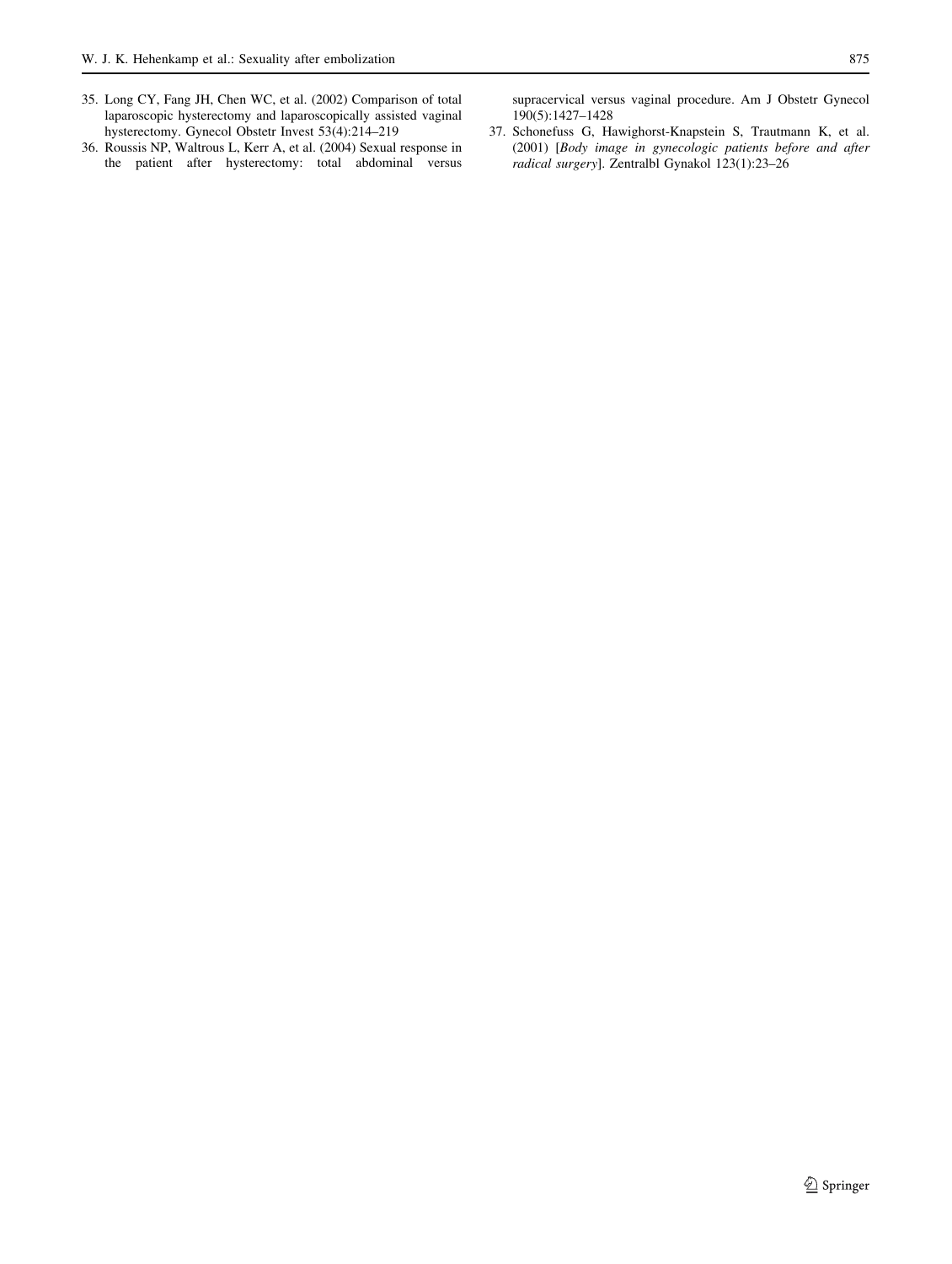35. Long CY, Fang JH, Chen WC, et al. (2002) Comparison of total laparoscopic hysterectomy and laparoscopically assisted vaginal hysterectomy. Gynecol Obstetr Invest 53(4):214–219
36. Roussis NP, Waltrous L, Kerr A, et al. (2004) Sexual response in the patient after hysterectomy: total abdominal versus supracervical versus vaginal procedure. Am J Obstetr Gynecol 190(5):1427–1428
37. Schonefuss G, Hawighorst-Knapstein S, Trautmann K, et al. (2001) [*Body image in gynecologic patients before and after radical surgery*]. Zentralbl Gynakol 123(1):23–26